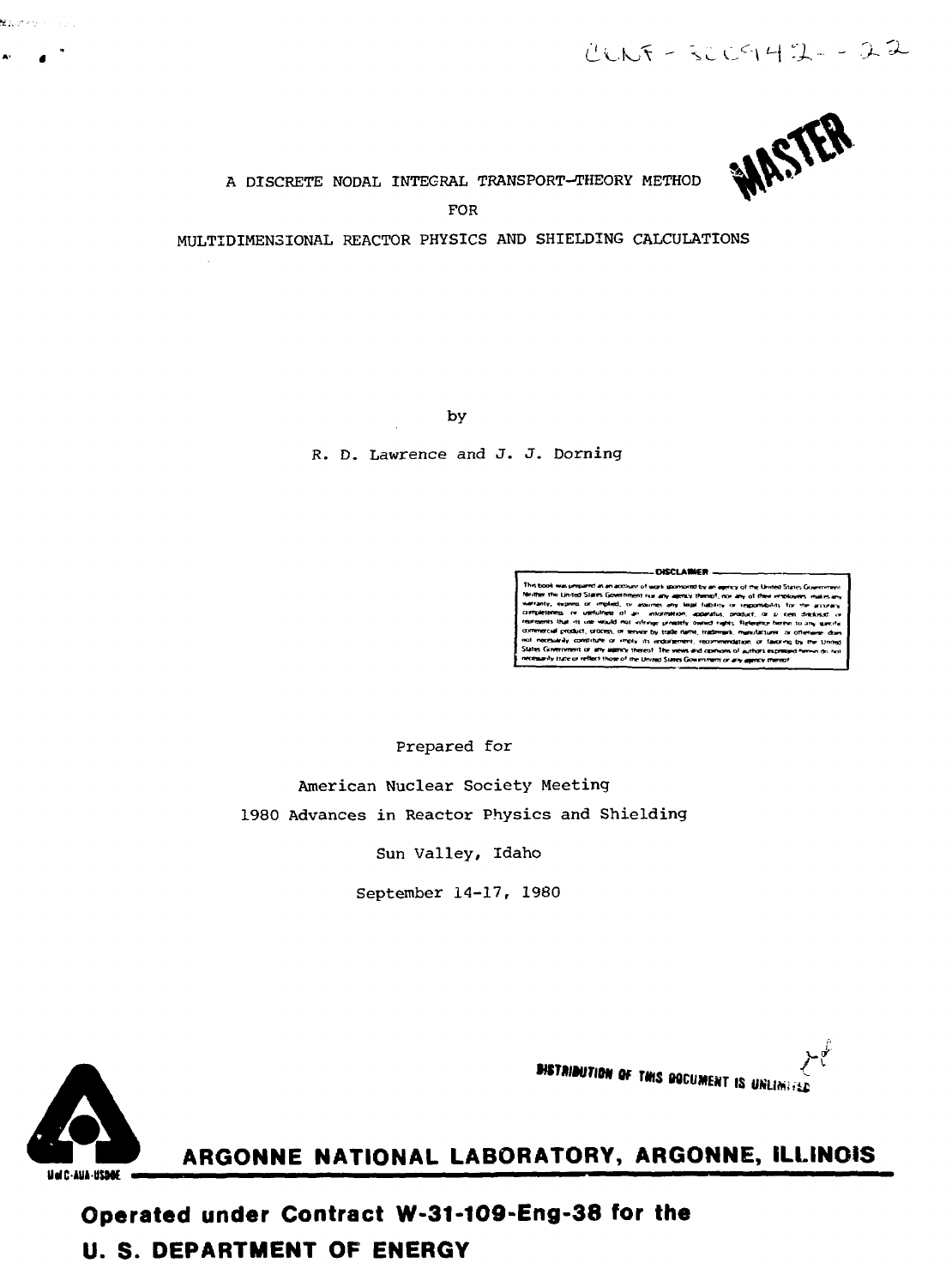CONF-800942--22

MASTER

# A DISCRETE NODAL INTEGRAL TRANSPORT-THEORY METHOD FOR MULTIDIMENSIONAL REACTOR PHYSICS AND SHIELDING CALCULATIONS

by

R. D. Lawrence and J. J. Dorning

DISCLAIMER

This book was prepared as an account of work sponsored by an agency of the United States Government. Neither the United States Government nor any agency thereof, nor any of their employees, makes any warranty, express or implied, or assumes any legal liability or responsibility for the accuracy, completeness, or usefulness of any information, apparatus, product, or process disclosed, or represents that its use would not infringe privately owned rights. Reference herein to any specific commercial product, process, or service by trade name, trademark, manufacturer, or otherwise, does not necessarily constitute or imply its endorsement, recommendation, or favoring by the United States Government or any agency thereof. The views and opinions of authors expressed herein do not necessarily state or reflect those of the United States Government or any agency thereof.

Prepared for

American Nuclear Society Meeting

1980 Advances in Reactor Physics and Shielding

Sun Valley, Idaho

September 14-17, 1980

DISTRIBUTION OF THIS DOCUMENT IS UNLIMITED

UofC-AUA-USDOE

**ARGONNE NATIONAL LABORATORY, ARGONNE, ILLINOIS**

**Operated under Contract W-31-109-Eng-38 for the U. S. DEPARTMENT OF ENERGY**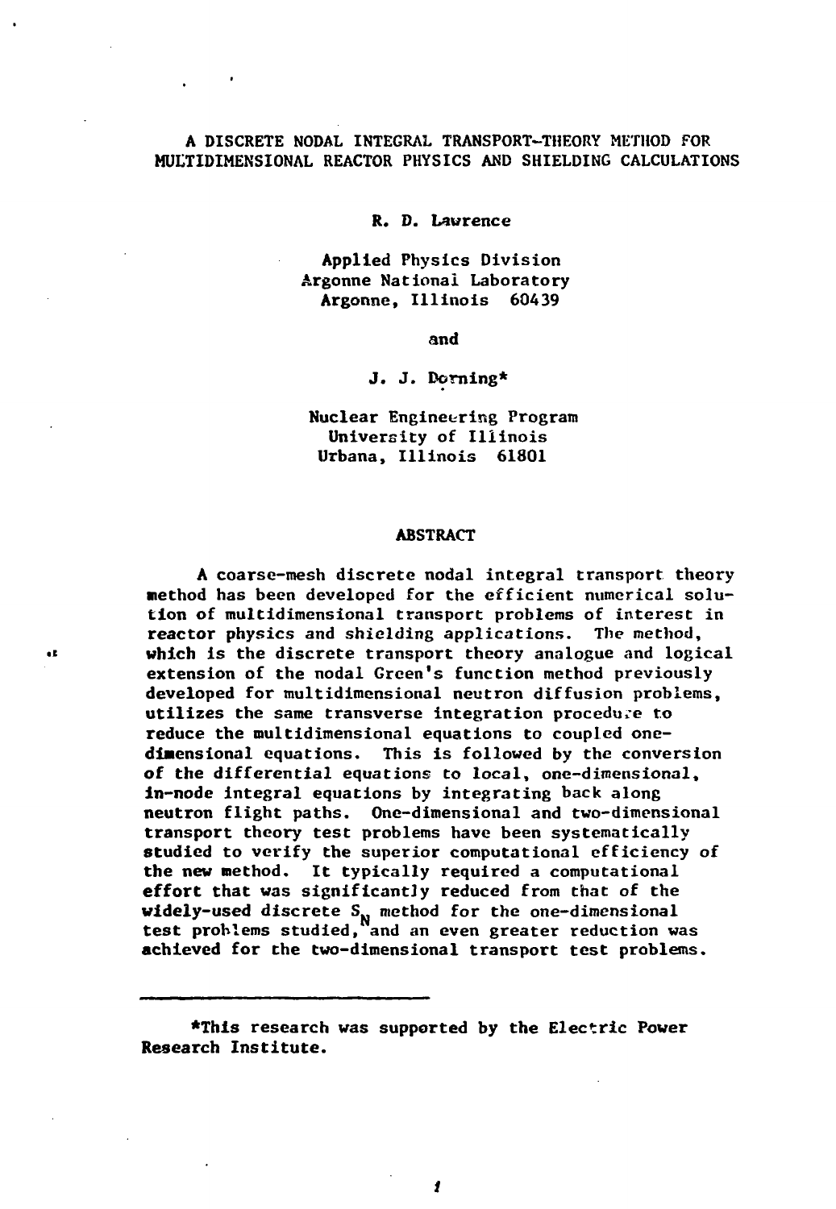# A DISCRETE NODAL INTEGRAL TRANSPORT-THEORY METHOD FOR MULTIDIMENSIONAL REACTOR PHYSICS AND SHIELDING CALCULATIONS

R. D. Lawrence

Applied Physics Division
Argonne National Laboratory
Argonne, Illinois 60439

and

J. J. Dorning*

Nuclear Engineering Program
University of Illinois
Urbana, Illinois 61801

## ABSTRACT

A coarse-mesh discrete nodal integral transport theory method has been developed for the efficient numerical solution of multidimensional transport problems of interest in reactor physics and shielding applications. The method, which is the discrete transport theory analogue and logical extension of the nodal Green's function method previously developed for multidimensional neutron diffusion problems, utilizes the same transverse integration procedure to reduce the multidimensional equations to coupled one-dimensional equations. This is followed by the conversion of the differential equations to local, one-dimensional, in-node integral equations by integrating back along neutron flight paths. One-dimensional and two-dimensional transport theory test problems have been systematically studied to verify the superior computational efficiency of the new method. It typically required a computational effort that was significantly reduced from that of the widely-used discrete $S_N$ method for the one-dimensional test problems studied, and an even greater reduction was achieved for the two-dimensional transport test problems.

---

*This research was supported by the Electric Power Research Institute.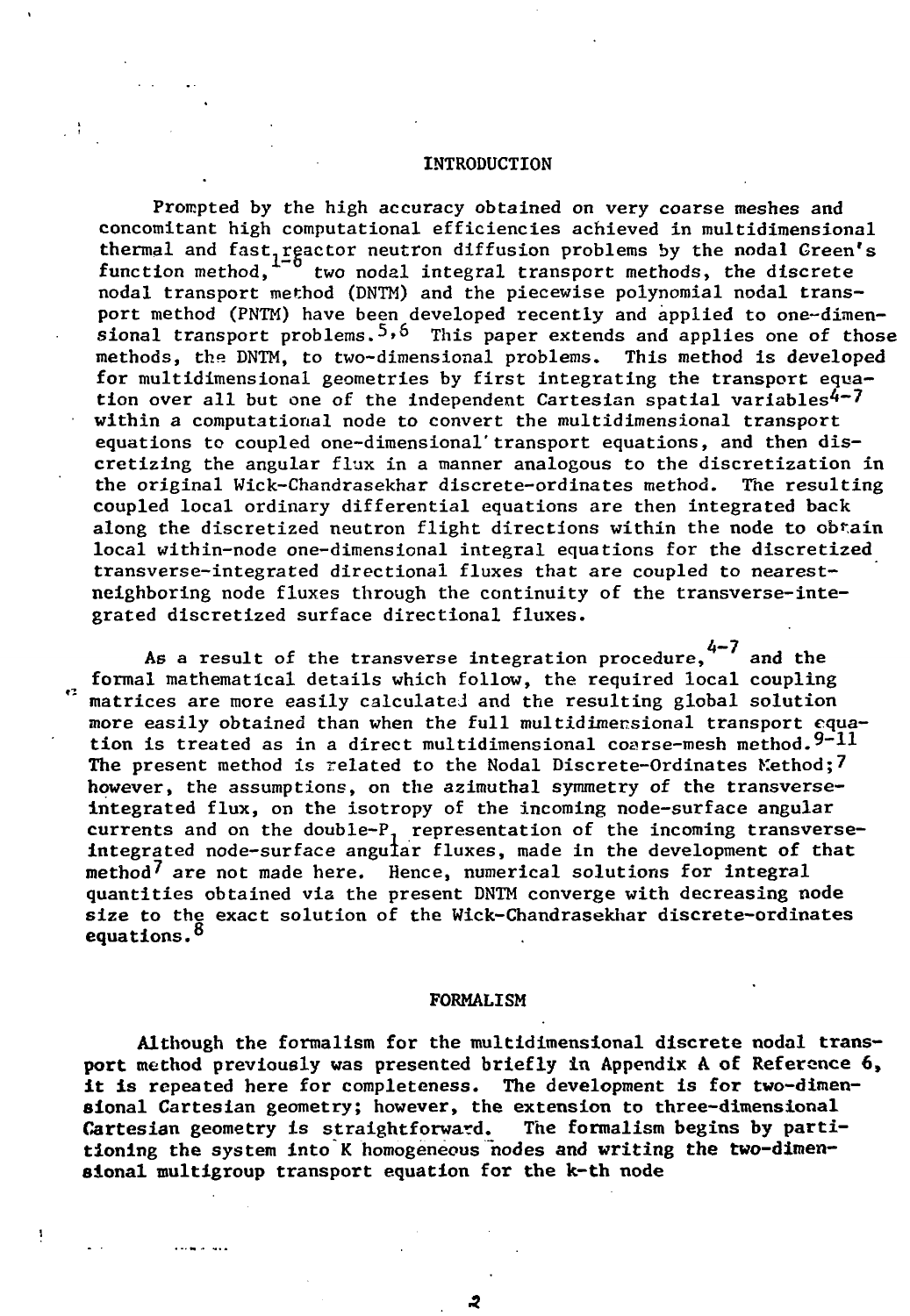## INTRODUCTION

Prompted by the high accuracy obtained on very coarse meshes and concomitant high computational efficiencies achieved in multidimensional thermal and fast reactor neutron diffusion problems by the nodal Green's function method,[1-6] two nodal integral transport methods, the discrete nodal transport method (DNTM) and the piecewise polynomial nodal transport method (PNTM) have been developed recently and applied to one-dimensional transport problems.[5,6] This paper extends and applies one of those methods, the DNTM, to two-dimensional problems. This method is developed for multidimensional geometries by first integrating the transport equation over all but one of the independent Cartesian spatial variables[4-7] within a computational node to convert the multidimensional transport equations to coupled one-dimensional transport equations, and then discretizing the angular flux in a manner analogous to the discretization in the original Wick-Chandrasekhar discrete-ordinates method. The resulting coupled local ordinary differential equations are then integrated back along the discretized neutron flight directions within the node to obtain local within-node one-dimensional integral equations for the discretized transverse-integrated directional fluxes that are coupled to nearest-neighboring node fluxes through the continuity of the transverse-integrated discretized surface directional fluxes.

As a result of the transverse integration procedure,[4-7] and the formal mathematical details which follow, the required local coupling matrices are more easily calculated and the resulting global solution more easily obtained than when the full multidimensional transport equation is treated as in a direct multidimensional coarse-mesh method.[9-11] The present method is related to the Nodal Discrete-Ordinates Method;[7] however, the assumptions, on the azimuthal symmetry of the transverse-integrated flux, on the isotropy of the incoming node-surface angular currents and on the double-$P_1$ representation of the incoming transverse-integrated node-surface angular fluxes, made in the development of that method[7] are not made here. Hence, numerical solutions for integral quantities obtained via the present DNTM converge with decreasing node size to the exact solution of the Wick-Chandrasekhar discrete-ordinates equations.[8]

## FORMALISM

Although the formalism for the multidimensional discrete nodal transport method previously was presented briefly in Appendix A of Reference 6, it is repeated here for completeness. The development is for two-dimensional Cartesian geometry; however, the extension to three-dimensional Cartesian geometry is straightforward. The formalism begins by partitioning the system into K homogeneous nodes and writing the two-dimensional multigroup transport equation for the k-th node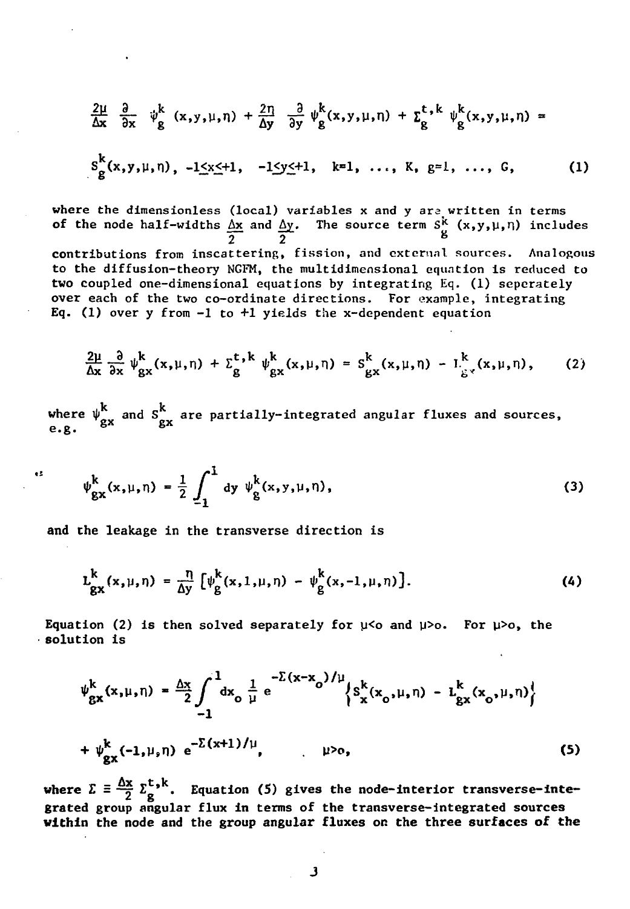$$\frac{2\mu}{\Delta x}\frac{\partial}{\partial x}\psi_g^k(x,y,\mu,\eta) + \frac{2\eta}{\Delta y}\frac{\partial}{\partial y}\psi_g^k(x,y,\mu,\eta) + \Sigma_g^{t,k}\psi_g^k(x,y,\mu,\eta) =$$

$$S_g^k(x,y,\mu,\eta),\ -1\leq x\leq +1,\quad -1\leq y\leq +1,\quad k=1,\ \ldots,\ K,\ g=1,\ \ldots,\ G, \tag{1}$$

where the dimensionless (local) variables x and y are written in terms of the node half-widths $\frac{\Delta x}{2}$ and $\frac{\Delta y}{2}$. The source term $S_g^k(x,y,\mu,\eta)$ includes contributions from inscattering, fission, and external sources. Analogous to the diffusion-theory NGFM, the multidimensional equation is reduced to two coupled one-dimensional equations by integrating Eq. (1) seperately over each of the two co-ordinate directions. For example, integrating Eq. (1) over y from -1 to +1 yields the x-dependent equation

$$\frac{2\mu}{\Delta x}\frac{\partial}{\partial x}\psi_{gx}^k(x,\mu,\eta) + \Sigma_g^{t,k}\psi_{gx}^k(x,\mu,\eta) = S_{gx}^k(x,\mu,\eta) - L_{gx}^k(x,\mu,\eta), \tag{2}$$

where $\psi_{gx}^k$ and $S_{gx}^k$ are partially-integrated angular fluxes and sources, e.g.

$$\psi_{gx}^k(x,\mu,\eta) = \frac{1}{2}\int_{-1}^{1} dy\ \psi_g^k(x,y,\mu,\eta), \tag{3}$$

and the leakage in the transverse direction is

$$L_{gx}^k(x,\mu,\eta) = \frac{\eta}{\Delta y}\left[\psi_g^k(x,1,\mu,\eta) - \psi_g^k(x,-1,\mu,\eta)\right]. \tag{4}$$

Equation (2) is then solved separately for $\mu<o$ and $\mu>o$. For $\mu>o$, the solution is

$$\psi_{gx}^k(x,\mu,\eta) = \frac{\Delta x}{2}\int_{-1}^{1} dx_o\,\frac{1}{\mu}\,e^{-\Sigma(x-x_o)/\mu}\left\{S_x^k(x_o,\mu,\eta) - L_{gx}^k(x_o,\mu,\eta)\right\}$$

$$+ \psi_{gx}^k(-1,\mu,\eta)\,e^{-\Sigma(x+1)/\mu}, \qquad \mu>o, \tag{5}$$

where $\Sigma \equiv \frac{\Delta x}{2}\Sigma_g^{t,k}$. Equation (5) gives the node-interior transverse-integrated group angular flux in terms of the transverse-integrated sources within the node and the group angular fluxes on the three surfaces of the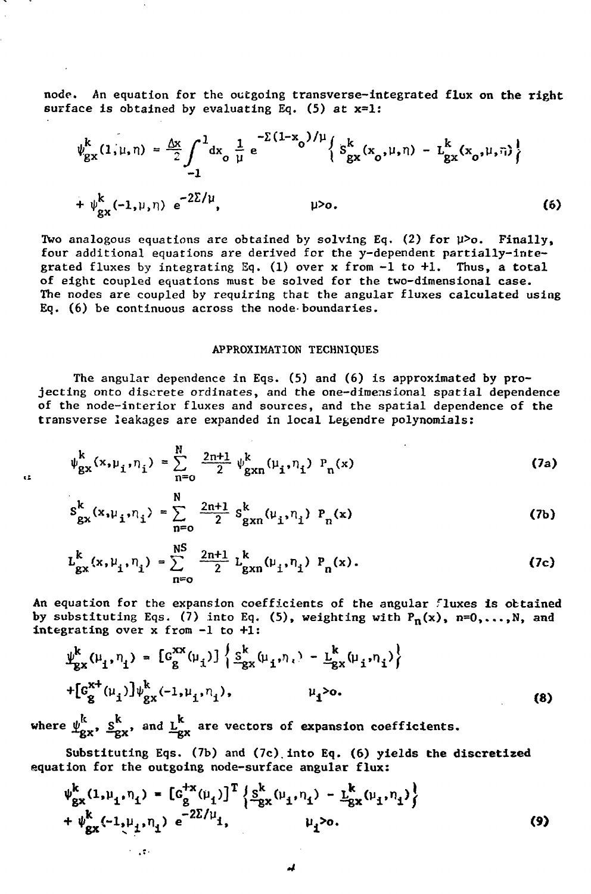node. An equation for the outgoing transverse-integrated flux on the right surface is obtained by evaluating Eq. (5) at x=1:

$$\psi_{gx}^k(1,\mu,\eta) = \frac{\Delta x}{2}\int_{-1}^{1} dx_o \, \frac{1}{\mu} \, e^{-\Sigma(1-x_o)/\mu} \left\{ S_{gx}^k(x_o,\mu,\eta) - L_{gx}^k(x_o,\mu,\eta) \right\}$$

$$+ \psi_{gx}^k(-1,\mu,\eta) \, e^{-2\Sigma/\mu}, \qquad \mu > o. \tag{6}$$

Two analogous equations are obtained by solving Eq. (2) for $\mu > o$. Finally, four additional equations are derived for the y-dependent partially-integrated fluxes by integrating Eq. (1) over x from -1 to +1. Thus, a total of eight coupled equations must be solved for the two-dimensional case. The nodes are coupled by requiring that the angular fluxes calculated using Eq. (6) be continuous across the node boundaries.

## APPROXIMATION TECHNIQUES

The angular dependence in Eqs. (5) and (6) is approximated by projecting onto discrete ordinates, and the one-dimensional spatial dependence of the node-interior fluxes and sources, and the spatial dependence of the transverse leakages are expanded in local Legendre polynomials:

$$\psi_{gx}^k(x,\mu_i,\eta_i) = \sum_{n=o}^{N} \frac{2n+1}{2} \, \psi_{gxn}^k(\mu_i,\eta_i) \, P_n(x) \tag{7a}$$

$$S_{gx}^k(x,\mu_i,\eta_i) = \sum_{n=o}^{N} \frac{2n+1}{2} \, S_{gxn}^k(\mu_i,\eta_i) \, P_n(x) \tag{7b}$$

$$L_{gx}^k(x,\mu_i,\eta_i) = \sum_{n=o}^{NS} \frac{2n+1}{2} \, L_{gxn}^k(\mu_i,\eta_i) \, P_n(x). \tag{7c}$$

An equation for the expansion coefficients of the angular fluxes is obtained by substituting Eqs. (7) into Eq. (5), weighting with $P_n(x)$, $n=0,\ldots,N$, and integrating over x from -1 to +1:

$$\underline{\psi}_{gx}^k(\mu_i,\eta_i) = [G_g^{xx}(\mu_i)] \left\{ \underline{S}_{gx}^k(\mu_i,\eta_i) - \underline{L}_{gx}^k(\mu_i,\eta_i) \right\}$$

$$+ [G_g^{x+}(\mu_i)] \psi_{gx}^k(-1,\mu_i,\eta_i), \qquad \mu_i > o. \tag{8}$$

where $\underline{\psi}_{gx}^k$, $\underline{S}_{gx}^k$, and $\underline{L}_{gx}^k$ are vectors of expansion coefficients.

Substituting Eqs. (7b) and (7c) into Eq. (6) yields the discretized equation for the outgoing node-surface angular flux:

$$\psi_{gx}^k(1,\mu_i,\eta_i) = [G_g^{+x}(\mu_i)]^T \left\{ \underline{S}_{gx}^k(\mu_i,\eta_i) - \underline{L}_{gx}^k(\mu_i,\eta_i) \right\}$$

$$+ \psi_{gx}^k(-1,\mu_i,\eta_i) \, e^{-2\Sigma/\mu_i}, \qquad \mu_i > o. \tag{9}$$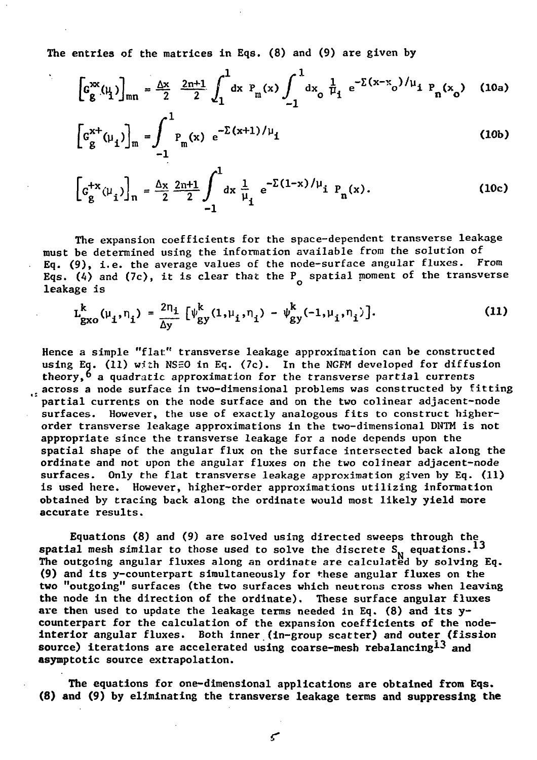The entries of the matrices in Eqs. (8) and (9) are given by

$$\left[G_g^{xx}(\mu_i)\right]_{mn} = \frac{\Delta x}{2}\ \frac{2n+1}{2} \int_{-1}^{1} dx\ P_m(x) \int_{-1}^{1} dx_o\ \frac{1}{\mu_i}\ e^{-\Sigma(x-x_o)/\mu_i}\ P_n(x_o) \quad \text{(10a)}$$

$$\left[G_g^{x+}(\mu_i)\right]_m = \int_{-1}^{1} P_m(x)\ e^{-\Sigma(x+1)/\mu_i} \quad \text{(10b)}$$

$$\left[G_g^{+x}(\mu_i)\right]_n = \frac{\Delta x}{2}\ \frac{2n+1}{2} \int_{-1}^{1} dx\ \frac{1}{\mu_i}\ e^{-\Sigma(1-x)/\mu_i}\ P_n(x). \quad \text{(10c)}$$

The expansion coefficients for the space-dependent transverse leakage must be determined using the information available from the solution of Eq. (9), i.e. the average values of the node-surface angular fluxes. From Eqs. (4) and (7c), it is clear that the $P_o$ spatial moment of the transverse leakage is

$$L_{gxo}^{k}(\mu_i,\eta_i) = \frac{2\eta_i}{\Delta y}\left[\psi_{gy}^{k}(1,\mu_i,\eta_i) - \psi_{gy}^{k}(-1,\mu_i,\eta_i)\right]. \quad \text{(11)}$$

Hence a simple "flat" transverse leakage approximation can be constructed using Eq. (11) with NS≡0 in Eq. (7c). In the NGFM developed for diffusion theory,[6] a quadratic approximation for the transverse partial currents across a node surface in two-dimensional problems was constructed by fitting partial currents on the node surface and on the two colinear adjacent-node surfaces. However, the use of exactly analogous fits to construct higher-order transverse leakage approximations in the two-dimensional DNTM is not appropriate since the transverse leakage for a node depends upon the spatial shape of the angular flux on the surface intersected back along the ordinate and not upon the angular fluxes on the two colinear adjacent-node surfaces. Only the flat transverse leakage approximation given by Eq. (11) is used here. However, higher-order approximations utilizing information obtained by tracing back along the ordinate would most likely yield more accurate results.

Equations (8) and (9) are solved using directed sweeps through the spatial mesh similar to those used to solve the discrete $S_N$ equations.[13] The outgoing angular fluxes along an ordinate are calculated by solving Eq. (9) and its y-counterpart simultaneously for these angular fluxes on the two "outgoing" surfaces (the two surfaces which neutrons cross when leaving the node in the direction of the ordinate). These surface angular fluxes are then used to update the leakage terms needed in Eq. (8) and its y-counterpart for the calculation of the expansion coefficients of the node-interior angular fluxes. Both inner (in-group scatter) and outer (fission source) iterations are accelerated using coarse-mesh rebalancing[13] and asymptotic source extrapolation.

The equations for one-dimensional applications are obtained from Eqs. (8) and (9) by eliminating the transverse leakage terms and suppressing the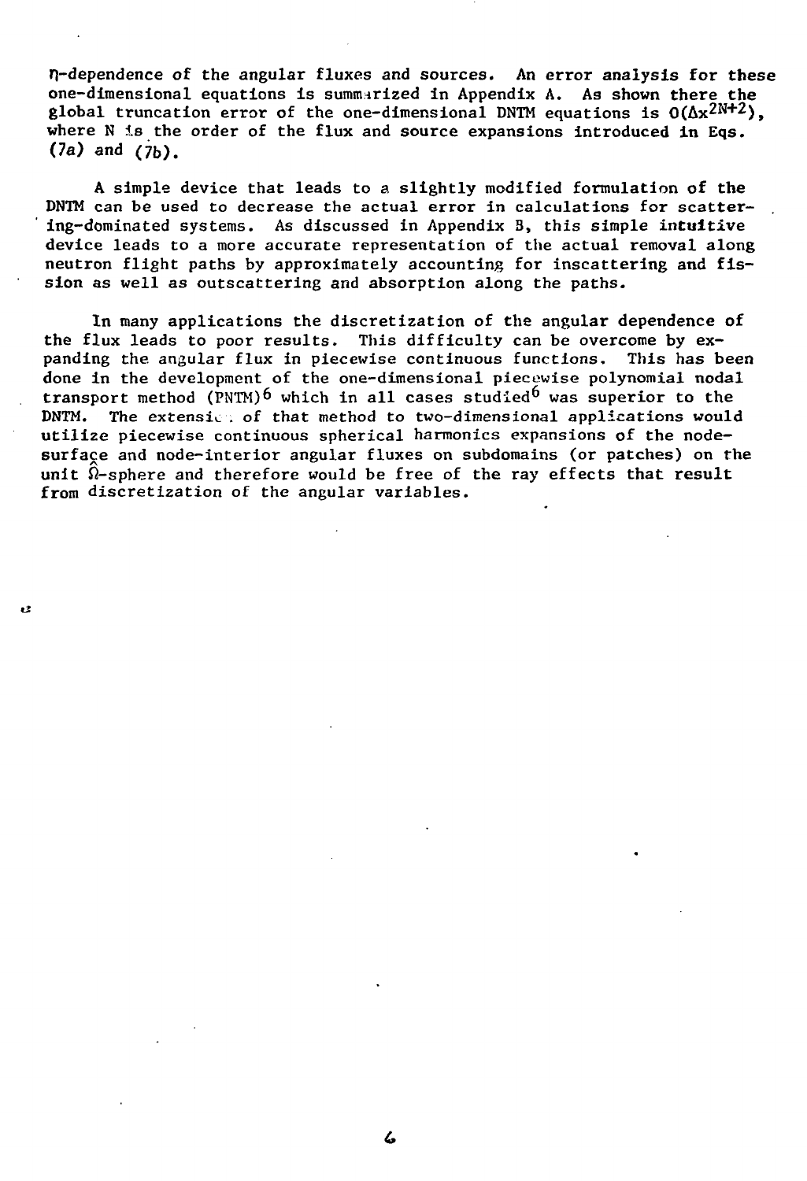$\eta$-dependence of the angular fluxes and sources. An error analysis for these one-dimensional equations is summarized in Appendix A. As shown there the global truncation error of the one-dimensional DNTM equations is $O(\Delta x^{2N+2})$, where N is the order of the flux and source expansions introduced in Eqs. (7a) and (7b).

A simple device that leads to a slightly modified formulation of the DNTM can be used to decrease the actual error in calculations for scattering-dominated systems. As discussed in Appendix B, this simple intuitive device leads to a more accurate representation of the actual removal along neutron flight paths by approximately accounting for inscattering and fission as well as outscattering and absorption along the paths.

In many applications the discretization of the angular dependence of the flux leads to poor results. This difficulty can be overcome by expanding the angular flux in piecewise continuous functions. This has been done in the development of the one-dimensional piecewise polynomial nodal transport method (PNTM)[6] which in all cases studied[6] was superior to the DNTM. The extension of that method to two-dimensional applications would utilize piecewise continuous spherical harmonics expansions of the node-surface and node-interior angular fluxes on subdomains (or patches) on the unit $\hat{\Omega}$-sphere and therefore would be free of the ray effects that result from discretization of the angular variables.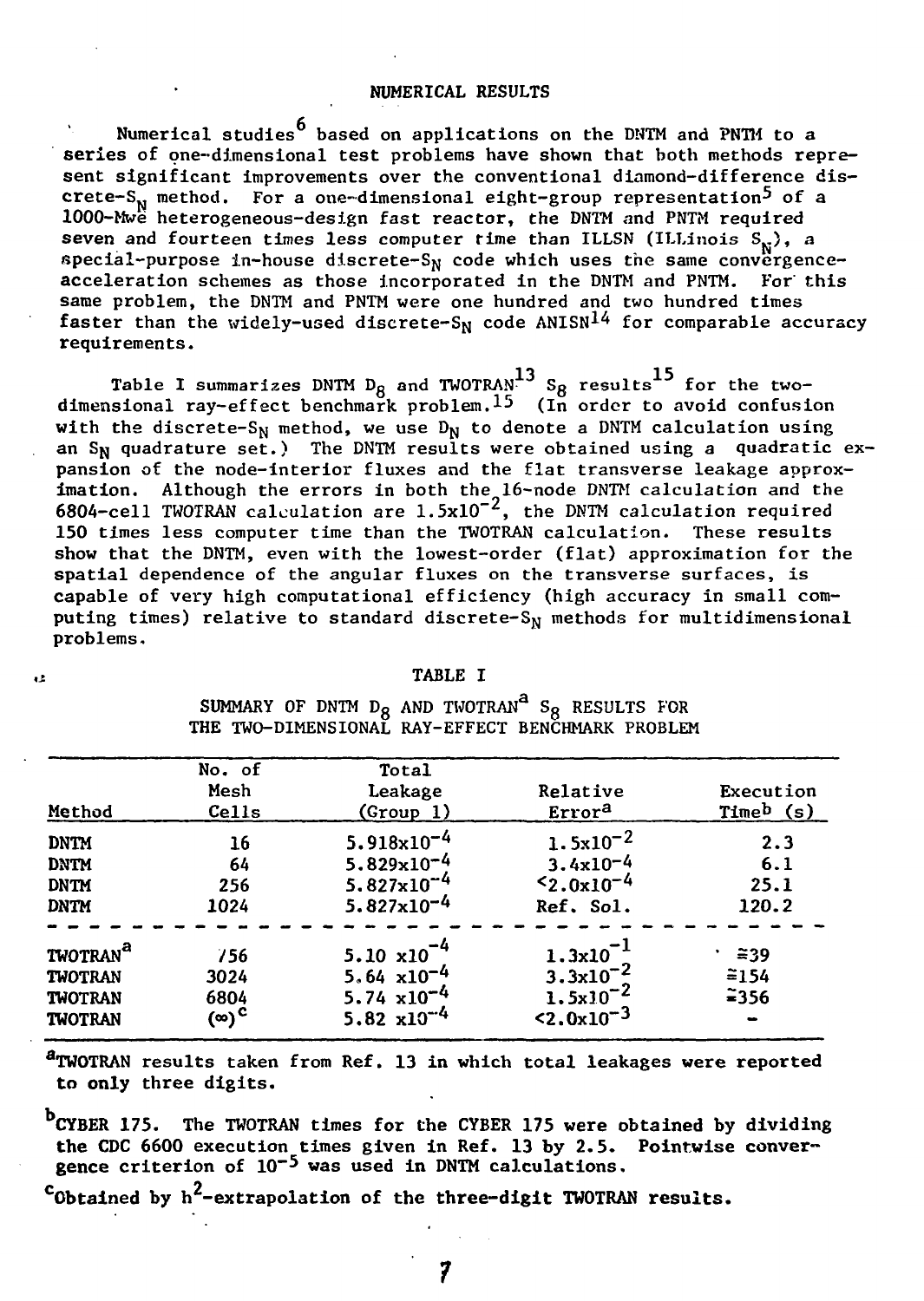## NUMERICAL RESULTS

Numerical studies[6] based on applications on the DNTM and PNTM to a series of one-dimensional test problems have shown that both methods represent significant improvements over the conventional diamond-difference discrete-$S_N$ method. For a one-dimensional eight-group representation[5] of a 1000-Mwe heterogeneous-design fast reactor, the DNTM and PNTM required seven and fourteen times less computer time than ILLSN (ILLinois $S_N$), a special-purpose in-house discrete-$S_N$ code which uses the same convergence-acceleration schemes as those incorporated in the DNTM and PNTM. For this same problem, the DNTM and PNTM were one hundred and two hundred times faster than the widely-used discrete-$S_N$ code ANISN[14] for comparable accuracy requirements.

Table I summarizes DNTM $D_8$ and TWOTRAN[13] $S_8$ results[15] for the two-dimensional ray-effect benchmark problem.[15] (In order to avoid confusion with the discrete-$S_N$ method, we use $D_N$ to denote a DNTM calculation using an $S_N$ quadrature set.) The DNTM results were obtained using a quadratic expansion of the node-interior fluxes and the flat transverse leakage approximation. Although the errors in both the 16-node DNTM calculation and the 6804-cell TWOTRAN calculation are $1.5\times10^{-2}$, the DNTM calculation required 150 times less computer time than the TWOTRAN calculation. These results show that the DNTM, even with the lowest-order (flat) approximation for the spatial dependence of the angular fluxes on the transverse surfaces, is capable of very high computational efficiency (high accuracy in small computing times) relative to standard discrete-$S_N$ methods for multidimensional problems.

TABLE I

SUMMARY OF DNTM $D_8$ AND TWOTRAN[a] $S_8$ RESULTS FOR THE TWO-DIMENSIONAL RAY-EFFECT BENCHMARK PROBLEM

| Method | No. of Mesh Cells | Total Leakage (Group 1) | Relative Error[a] | Execution Time[b] (s) |
|---|---|---|---|---|
| DNTM | 16 | $5.918\times10^{-4}$ | $1.5\times10^{-2}$ | 2.3 |
| DNTM | 64 | $5.829\times10^{-4}$ | $3.4\times10^{-4}$ | 6.1 |
| DNTM | 256 | $5.827\times10^{-4}$ | $<2.0\times10^{-4}$ | 25.1 |
| DNTM | 1024 | $5.827\times10^{-4}$ | Ref. Sol. | 120.2 |
| TWOTRAN[a] | 756 | $5.10\times10^{-4}$ | $1.3\times10^{-1}$ | $\cong$39 |
| TWOTRAN | 3024 | $5.64\times10^{-4}$ | $3.3\times10^{-2}$ | $\cong$154 |
| TWOTRAN | 6804 | $5.74\times10^{-4}$ | $1.5\times10^{-2}$ | $\cong$356 |
| TWOTRAN | $(\infty)^c$ | $5.82\times10^{-4}$ | $<2.0\times10^{-3}$ | - |

[a]TWOTRAN results taken from Ref. 13 in which total leakages were reported to only three digits.

[b]CYBER 175. The TWOTRAN times for the CYBER 175 were obtained by dividing the CDC 6600 execution times given in Ref. 13 by 2.5. Pointwise convergence criterion of $10^{-5}$ was used in DNTM calculations.

[c]Obtained by $h^2$-extrapolation of the three-digit TWOTRAN results.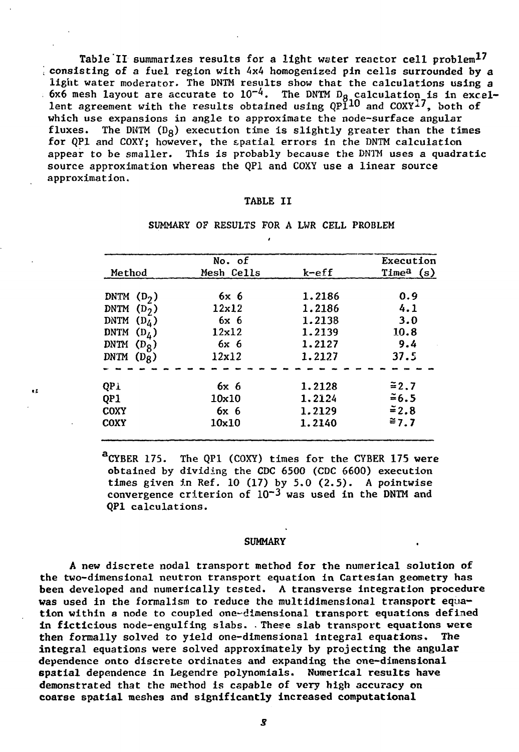Table II summarizes results for a light water reactor cell problem[17] consisting of a fuel region with 4x4 homogenized pin cells surrounded by a light water moderator. The DNTM results show that the calculations using a 6x6 mesh layout are accurate to $10^{-4}$. The DNTM $D_8$ calculation is in excellent agreement with the results obtained using QP1[10] and COXY[17], both of which use expansions in angle to approximate the node-surface angular fluxes. The DNTM ($D_8$) execution time is slightly greater than the times for QP1 and COXY; however, the spatial errors in the DNTM calculation appear to be smaller. This is probably because the DNTM uses a quadratic source approximation whereas the QP1 and COXY use a linear source approximation.

TABLE II

SUMMARY OF RESULTS FOR A LWR CELL PROBLEM

| Method | No. of Mesh Cells | k-eff | Execution Time[a] (s) |
|---|---|---|---|
| DNTM ($D_2$) | 6x 6 | 1.2186 | 0.9 |
| DNTM ($D_2$) | 12x12 | 1.2186 | 4.1 |
| DNTM ($D_4$) | 6x 6 | 1.2138 | 3.0 |
| DNTM ($D_4$) | 12x12 | 1.2139 | 10.8 |
| DNTM ($D_8$) | 6x 6 | 1.2127 | 9.4 |
| DNTM ($D_8$) | 12x12 | 1.2127 | 37.5 |
| QP1 | 6x 6 | 1.2128 | ≅2.7 |
| QP1 | 10x10 | 1.2124 | ≅6.5 |
| COXY | 6x 6 | 1.2129 | ≅2.8 |
| COXY | 10x10 | 1.2140 | ≅7.7 |

[a]CYBER 175. The QP1 (COXY) times for the CYBER 175 were obtained by dividing the CDC 6500 (CDC 6600) execution times given in Ref. 10 (17) by 5.0 (2.5). A pointwise convergence criterion of $10^{-3}$ was used in the DNTM and QP1 calculations.

## SUMMARY

A new discrete nodal transport method for the numerical solution of the two-dimensional neutron transport equation in Cartesian geometry has been developed and numerically tested. A transverse integration procedure was used in the formalism to reduce the multidimensional transport equation within a node to coupled one-dimensional transport equations defined in ficticious node-engulfing slabs. These slab transport equations were then formally solved to yield one-dimensional integral equations. The integral equations were solved approximately by projecting the angular dependence onto discrete ordinates and expanding the one-dimensional spatial dependence in Legendre polynomials. Numerical results have demonstrated that the method is capable of very high accuracy on coarse spatial meshes and significantly increased computational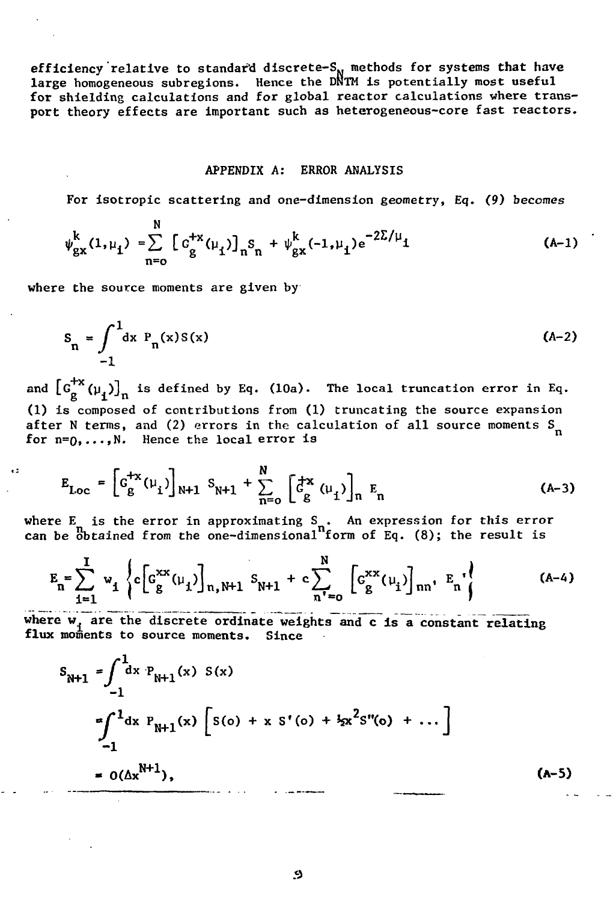efficiency relative to standard discrete-$S_N$ methods for systems that have large homogeneous subregions. Hence the DNTM is potentially most useful for shielding calculations and for global reactor calculations where transport theory effects are important such as heterogeneous-core fast reactors.

## APPENDIX A: ERROR ANALYSIS

For isotropic scattering and one-dimension geometry, Eq. (9) becomes

$$\psi_{gx}^{k}(1,\mu_i) = \sum_{n=0}^{N} \left[G_g^{+x}(\mu_i)\right]_n S_n + \psi_{gx}^{k}(-1,\mu_i)e^{-2\Sigma/\mu_i} \tag{A-1}$$

where the source moments are given by

$$S_n = \int_{-1}^{1} dx\, P_n(x) S(x) \tag{A-2}$$

and $\left[G_g^{+x}(\mu_i)\right]_n$ is defined by Eq. (10a). The local truncation error in Eq. (1) is composed of contributions from (1) truncating the source expansion after N terms, and (2) errors in the calculation of all source moments $S_n$ for $n=0,\ldots,N$. Hence the local error is

$$E_{Loc} = \left[G_g^{+x}(\mu_i)\right]_{N+1} S_{N+1} + \sum_{n=0}^{N} \left[G_g^{+x}(\mu_i)\right]_n E_n \tag{A-3}$$

where $E_n$ is the error in approximating $S_n$. An expression for this error can be obtained from the one-dimensional form of Eq. (8); the result is

$$E_n = \sum_{i=1}^{I} w_i \left\{ c\left[G_g^{xx}(\mu_i)\right]_{n,N+1} S_{N+1} + c\sum_{n'=0}^{N} \left[G_g^{xx}(\mu_i)\right]_{nn'} E_{n'} \right\} \tag{A-4}$$

where $w_i$ are the discrete ordinate weights and c is a constant relating flux moments to source moments. Since

$$\begin{aligned} S_{N+1} &= \int_{-1}^{1} dx\, P_{N+1}(x)\, S(x) \\ &= \int_{-1}^{1} dx\, P_{N+1}(x) \left[S(o) + x\, S'(o) + \tfrac{1}{2}x^2 S''(o) + \ldots\right] \\ &= O(\Delta x^{N+1}), \end{aligned} \tag{A-5}$$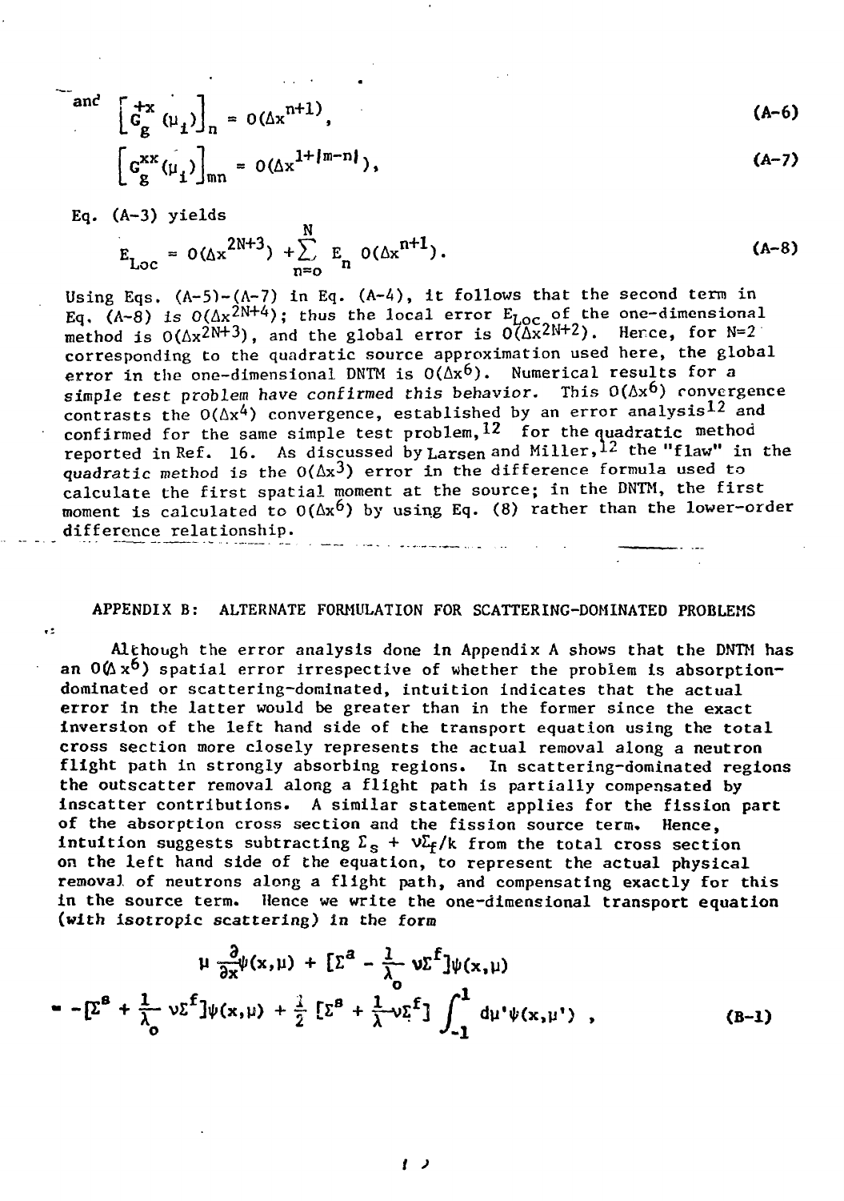and

$$\left[G_g^{+x}(\mu_i)\right]_n = O(\Delta x^{n+1}), \tag{A-6}$$

$$\left[G_g^{xx}(\mu_i)\right]_{mn} = O(\Delta x^{1+|m-n|}), \tag{A-7}$$

Eq. (A-3) yields

$$E_{Loc} = O(\Delta x^{2N+3}) + \sum_{n=0}^{N} E_n \, O(\Delta x^{n+1}). \tag{A-8}$$

Using Eqs. (A-5)-(A-7) in Eq. (A-4), it follows that the second term in Eq. (A-8) is $O(\Delta x^{2N+4})$; thus the local error $E_{Loc}$ of the one-dimensional method is $O(\Delta x^{2N+3})$, and the global error is $O(\Delta x^{2N+2})$. Hence, for N=2 corresponding to the quadratic source approximation used here, the global error in the one-dimensional DNTM is $O(\Delta x^6)$. Numerical results for a simple test problem have confirmed this behavior. This $O(\Delta x^6)$ convergence contrasts the $O(\Delta x^4)$ convergence, established by an error analysis[12] and confirmed for the same simple test problem,[12] for the quadratic method reported in Ref. 16. As discussed by Larsen and Miller,[12] the "flaw" in the quadratic method is the $O(\Delta x^3)$ error in the difference formula used to calculate the first spatial moment at the source; in the DNTM, the first moment is calculated to $O(\Delta x^6)$ by using Eq. (8) rather than the lower-order difference relationship.

## APPENDIX B: ALTERNATE FORMULATION FOR SCATTERING-DOMINATED PROBLEMS

Although the error analysis done in Appendix A shows that the DNTM has an $O(\Delta x^6)$ spatial error irrespective of whether the problem is absorption-dominated or scattering-dominated, intuition indicates that the actual error in the latter would be greater than in the former since the exact inversion of the left hand side of the transport equation using the total cross section more closely represents the actual removal along a neutron flight path in strongly absorbing regions. In scattering-dominated regions the outscatter removal along a flight path is partially compensated by inscatter contributions. A similar statement applies for the fission part of the absorption cross section and the fission source term. Hence, intuition suggests subtracting $\Sigma_s + \nu\Sigma_f/k$ from the total cross section on the left hand side of the equation, to represent the actual physical removal of neutrons along a flight path, and compensating exactly for this in the source term. Hence we write the one-dimensional transport equation (with isotropic scattering) in the form

$$\mu \frac{\partial}{\partial x}\psi(x,\mu) + [\Sigma^a - \frac{1}{\lambda_o}\nu\Sigma^f]\psi(x,\mu)$$

$$= -[\Sigma^s + \frac{1}{\lambda_o}\nu\Sigma^f]\psi(x,\mu) + \frac{1}{2}[\Sigma^s + \frac{1}{\lambda}\nu\Sigma^f]\int_{-1}^{1} d\mu'\psi(x,\mu') \ , \tag{B-1}$$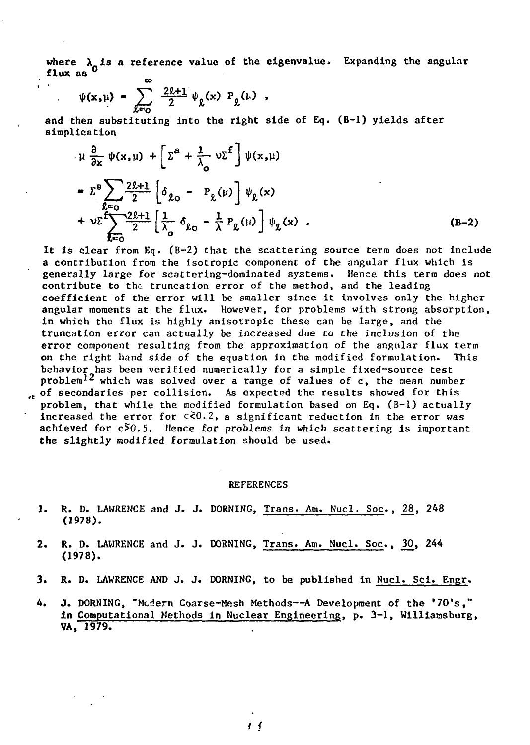where $\lambda_0$ is a reference value of the eigenvalue. Expanding the angular flux as

$$\psi(x,\mu) = \sum_{\ell=0}^{\infty} \frac{2\ell+1}{2} \psi_\ell(x) P_\ell(\mu) ,$$

and then substituting into the right side of Eq. (B-1) yields after simplication

$$\mu \frac{\partial}{\partial x} \psi(x,\mu) + \left[ \Sigma^a + \frac{1}{\lambda_0} \nu\Sigma^f \right] \psi(x,\mu)$$

$$= \Sigma^s \sum_{\ell=0} \frac{2\ell+1}{2} \left[ \delta_{\ell o} - P_\ell(\mu) \right] \psi_\ell(x)$$

$$+ \nu\Sigma^f \sum_{\ell=0} \frac{2\ell+1}{2} \left[ \frac{1}{\lambda_o} \delta_{\ell o} - \frac{1}{\lambda} P_\ell(\mu) \right] \psi_\ell(x) . \tag{B-2}$$

It is clear from Eq. (B-2) that the scattering source term does not include a contribution from the isotropic component of the angular flux which is generally large for scattering-dominated systems. Hence this term does not contribute to the truncation error of the method, and the leading coefficient of the error will be smaller since it involves only the higher angular moments at the flux. However, for problems with strong absorption, in which the flux is highly anisotropic these can be large, and the truncation error can actually be increased due to the inclusion of the error component resulting from the approximation of the angular flux term on the right hand side of the equation in the modified formulation. This behavior has been verified numerically for a simple fixed-source test problem[12] which was solved over a range of values of c, the mean number of secondaries per collision. As expected the results showed for this problem, that while the modified formulation based on Eq. (B-1) actually increased the error for $c \lesssim 0.2$, a significant reduction in the error was achieved for $c \gtrsim 0.5$. *Hence for problems in which scattering is important* the slightly modified formulation should be used.

## REFERENCES

1. R. D. LAWRENCE and J. J. DORNING, Trans. Am. Nucl. Soc., 28, 248 (1978).

2. R. D. LAWRENCE and J. J. DORNING, Trans. Am. Nucl. Soc., 30, 244 (1978).

3. R. D. LAWRENCE AND J. J. DORNING, to be published in Nucl. Sci. Engr.

4. J. DORNING, "Modern Coarse-Mesh Methods--A Development of the '70's," in Computational Methods in Nuclear Engineering, p. 3-1, Williamsburg, VA, 1979.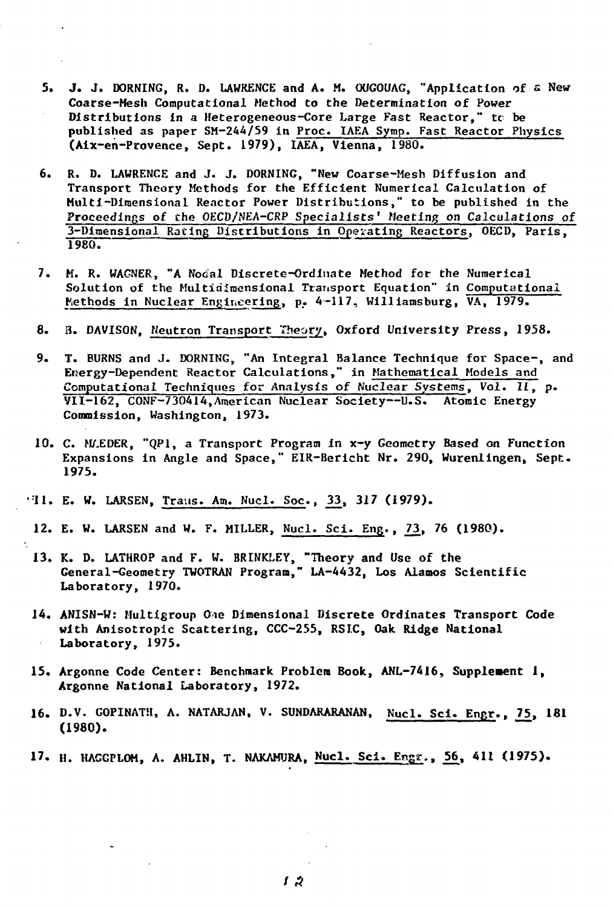5. J. J. DORNING, R. D. LAWRENCE and A. M. OUGOUAG, "Application of a New Coarse-Mesh Computational Method to the Determination of Power Distributions in a Heterogeneous-Core Large Fast Reactor," to be published as paper SM-244/59 in Proc. IAEA Symp. Fast Reactor Physics (Aix-en-Provence, Sept. 1979), IAEA, Vienna, 1980.

6. R. D. LAWRENCE and J. J. DORNING, "New Coarse-Mesh Diffusion and Transport Theory Methods for the Efficient Numerical Calculation of Multi-Dimensional Reactor Power Distributions," to be published in the Proceedings of the OECD/NEA-CRP Specialists' Meeting on Calculations of 3-Dimensional Rating Distributions in Operating Reactors, OECD, Paris, 1980.

7. M. R. WAGNER, "A Nodal Discrete-Ordinate Method for the Numerical Solution of the Multidimensional Transport Equation" in Computational Methods in Nuclear Engineering, p. 4-117, Williamsburg, VA, 1979.

8. B. DAVISON, Neutron Transport Theory, Oxford University Press, 1958.

9. T. BURNS and J. DORNING, "An Integral Balance Technique for Space-, and Energy-Dependent Reactor Calculations," in Mathematical Models and Computational Techniques for Analysis of Nuclear Systems, Vol. II, p. VII-162, CONF-730414, American Nuclear Society--U.S. Atomic Energy Commission, Washington, 1973.

10. C. MAEDER, "QP1, a Transport Program in x-y Geometry Based on Function Expansions in Angle and Space," EIR-Bericht Nr. 290, Wurenlingen, Sept. 1975.

11. E. W. LARSEN, Trans. Am. Nucl. Soc., 33, 317 (1979).

12. E. W. LARSEN and W. F. MILLER, Nucl. Sci. Eng., 73, 76 (1980).

13. K. D. LATHROP and F. W. BRINKLEY, "Theory and Use of the General-Geometry TWOTRAN Program," LA-4432, Los Alamos Scientific Laboratory, 1970.

14. ANISN-W: Multigroup One Dimensional Discrete Ordinates Transport Code with Anisotropic Scattering, CCC-255, RSIC, Oak Ridge National Laboratory, 1975.

15. Argonne Code Center: Benchmark Problem Book, ANL-7416, Supplement 1, Argonne National Laboratory, 1972.

16. D.V. GOPINATH, A. NATARJAN, V. SUNDARARANAN, Nucl. Sci. Engr., 75, 181 (1980).

17. H. HAGGPLOM, A. AHLIN, T. NAKAMURA, Nucl. Sci. Engr., 56, 411 (1975).